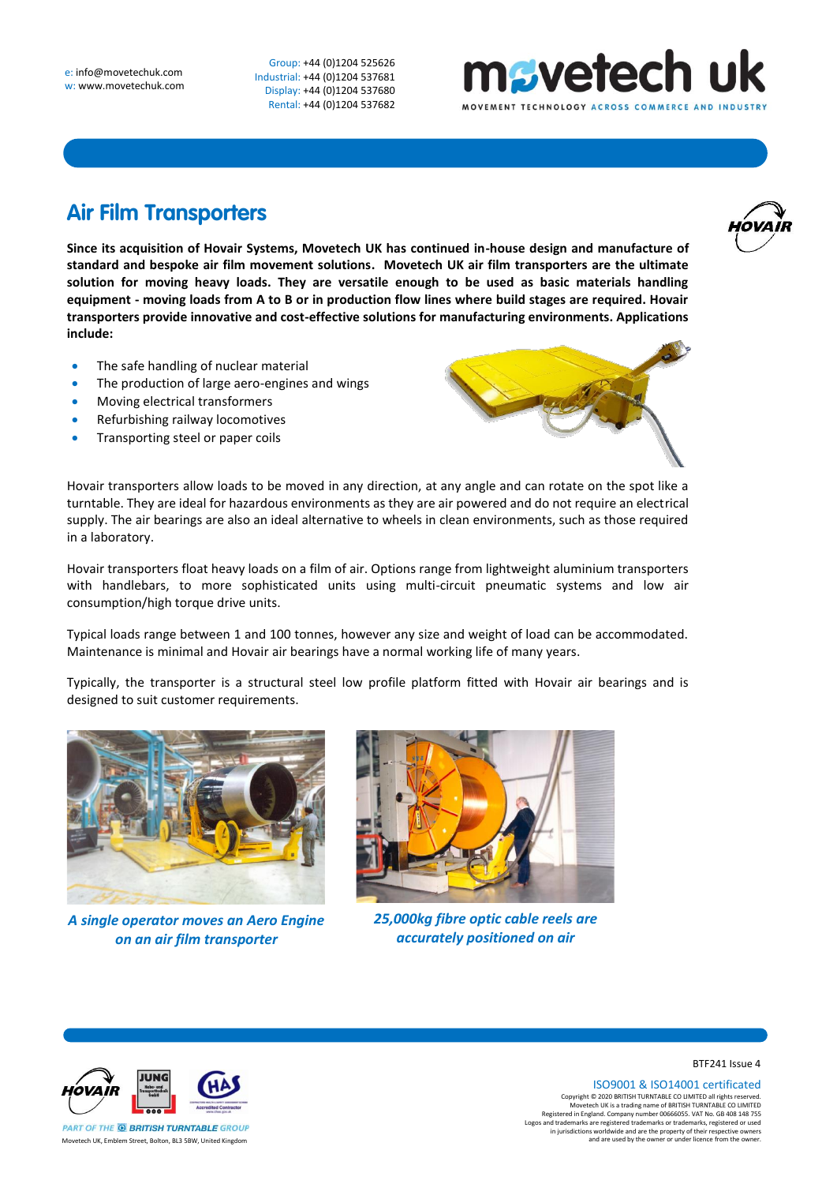e: info@movetechuk.com
w: www.movetechuk.com

Group: +44 (0)1204 525626
Industrial: +44 (0)1204 537681
Display: +44 (0)1204 537680
Rental: +44 (0)1204 537682

# Air Film Transporters

**Since its acquisition of Hovair Systems, Movetech UK has continued in-house design and manufacture of standard and bespoke air film movement solutions. Movetech UK air film transporters are the ultimate solution for moving heavy loads. They are versatile enough to be used as basic materials handling equipment - moving loads from A to B or in production flow lines where build stages are required. Hovair transporters provide innovative and cost-effective solutions for manufacturing environments. Applications include:**

- The safe handling of nuclear material
- The production of large aero-engines and wings
- Moving electrical transformers
- Refurbishing railway locomotives
- Transporting steel or paper coils

Hovair transporters allow loads to be moved in any direction, at any angle and can rotate on the spot like a turntable. They are ideal for hazardous environments as they are air powered and do not require an electrical supply. The air bearings are also an ideal alternative to wheels in clean environments, such as those required in a laboratory.

Hovair transporters float heavy loads on a film of air. Options range from lightweight aluminium transporters with handlebars, to more sophisticated units using multi-circuit pneumatic systems and low air consumption/high torque drive units.

Typical loads range between 1 and 100 tonnes, however any size and weight of load can be accommodated. Maintenance is minimal and Hovair air bearings have a normal working life of many years.

Typically, the transporter is a structural steel low profile platform fitted with Hovair air bearings and is designed to suit customer requirements.

*A single operator moves an Aero Engine on an air film transporter*

*25,000kg fibre optic cable reels are accurately positioned on air*

BTF241 Issue 4

ISO9001 & ISO14001 certificated

Copyright © 2020 BRITISH TURNTABLE CO LIMITED all rights reserved. Movetech UK is a trading name of BRITISH TURNTABLE CO LIMITED. Registered in England. Company number 00666055. VAT No. GB 408 148 755. Logos and trademarks are registered trademarks or trademarks, registered or used in jurisdictions worldwide and are the property of their respective owners and are used by the owner or under licence from the owner.

PART OF THE BRITISH TURNTABLE GROUP

Movetech UK, Emblem Street, Bolton, BL3 5BW, United Kingdom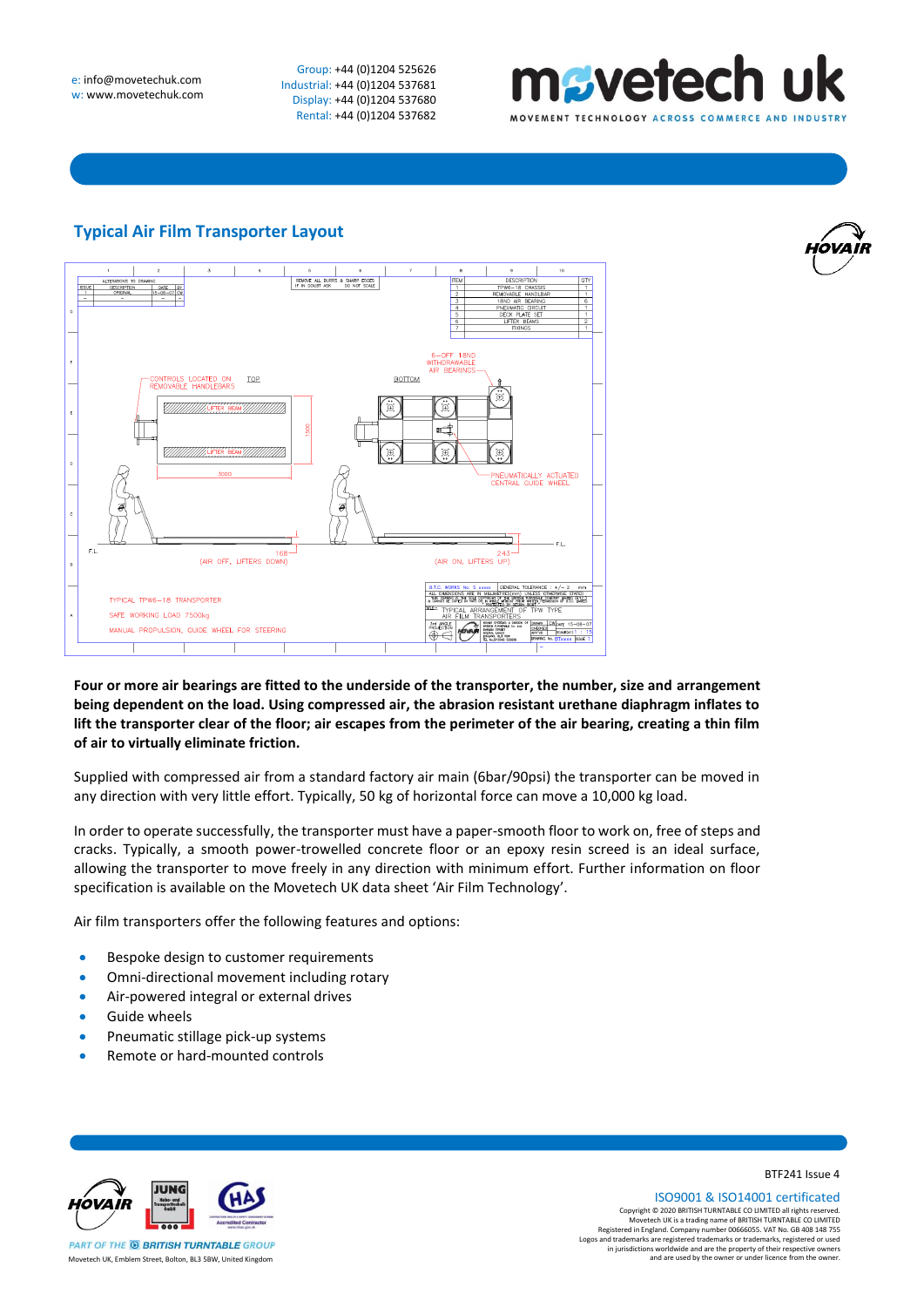e: info@movetechuk.com
w: www.movetechuk.com

Group: +44 (0)1204 525626
Industrial: +44 (0)1204 537681
Display: +44 (0)1204 537680
Rental: +44 (0)1204 537682

movetech uk
MOVEMENT TECHNOLOGY ACROSS COMMERCE AND INDUSTRY

## Typical Air Film Transporter Layout

CONTROLS LOCATED ON REMOVABLE HANDLEBARS
TOP
BOTTOM
6-OFF 18ND WITHDRAWABLE AIR BEARINGS
LIFTER BEAM
LIFTER BEAM
3000
1500
PNEUMATICALLY ACTUATED CENTRAL GUIDE WHEEL
F.L.
168
(AIR OFF, LIFTERS DOWN)
243
(AIR ON, LIFTERS UP)

| ITEM | DESCRIPTION | QTY |
|---|---|---|
| 1 | TPW6-18 CHASSIS | 1 |
| 2 | REMOVABLE HANDLEBAR | 1 |
| 3 | 18ND AIR BEARING | 6 |
| 4 | PNEUMATIC CIRCUIT | 1 |
| 5 | DECK PLATE SET | 1 |
| 6 | LIFTER BEAMS | 2 |
| 7 | FIXINGS | 1 |

TYPICAL TPW6-18 TRANSPORTER
SAFE WORKING LOAD 7500kg
MANUAL PROPULSION, GUIDE WHEEL FOR STEERING

TYPICAL ARRANGEMENT OF TPW TYPE AIR FILM TRANSPORTERS

**Four or more air bearings are fitted to the underside of the transporter, the number, size and arrangement being dependent on the load. Using compressed air, the abrasion resistant urethane diaphragm inflates to lift the transporter clear of the floor; air escapes from the perimeter of the air bearing, creating a thin film of air to virtually eliminate friction.**

Supplied with compressed air from a standard factory air main (6bar/90psi) the transporter can be moved in any direction with very little effort. Typically, 50 kg of horizontal force can move a 10,000 kg load.

In order to operate successfully, the transporter must have a paper-smooth floor to work on, free of steps and cracks. Typically, a smooth power-trowelled concrete floor or an epoxy resin screed is an ideal surface, allowing the transporter to move freely in any direction with minimum effort. Further information on floor specification is available on the Movetech UK data sheet 'Air Film Technology'.

Air film transporters offer the following features and options:

- Bespoke design to customer requirements
- Omni-directional movement including rotary
- Air-powered integral or external drives
- Guide wheels
- Pneumatic stillage pick-up systems
- Remote or hard-mounted controls

PART OF THE BRITISH TURNTABLE GROUP
Movetech UK, Emblem Street, Bolton, BL3 5BW, United Kingdom

BTF241 Issue 4

ISO9001 & ISO14001 certificated
Copyright © 2020 BRITISH TURNTABLE CO LIMITED all rights reserved.
Movetech UK is a trading name of BRITISH TURNTABLE CO LIMITED
Registered in England. Company number 00666055. VAT No. GB 408 148 755
Logos and trademarks are registered trademarks or trademarks, registered or used in jurisdictions worldwide and are the property of their respective owners and are used by the owner or under licence from the owner.